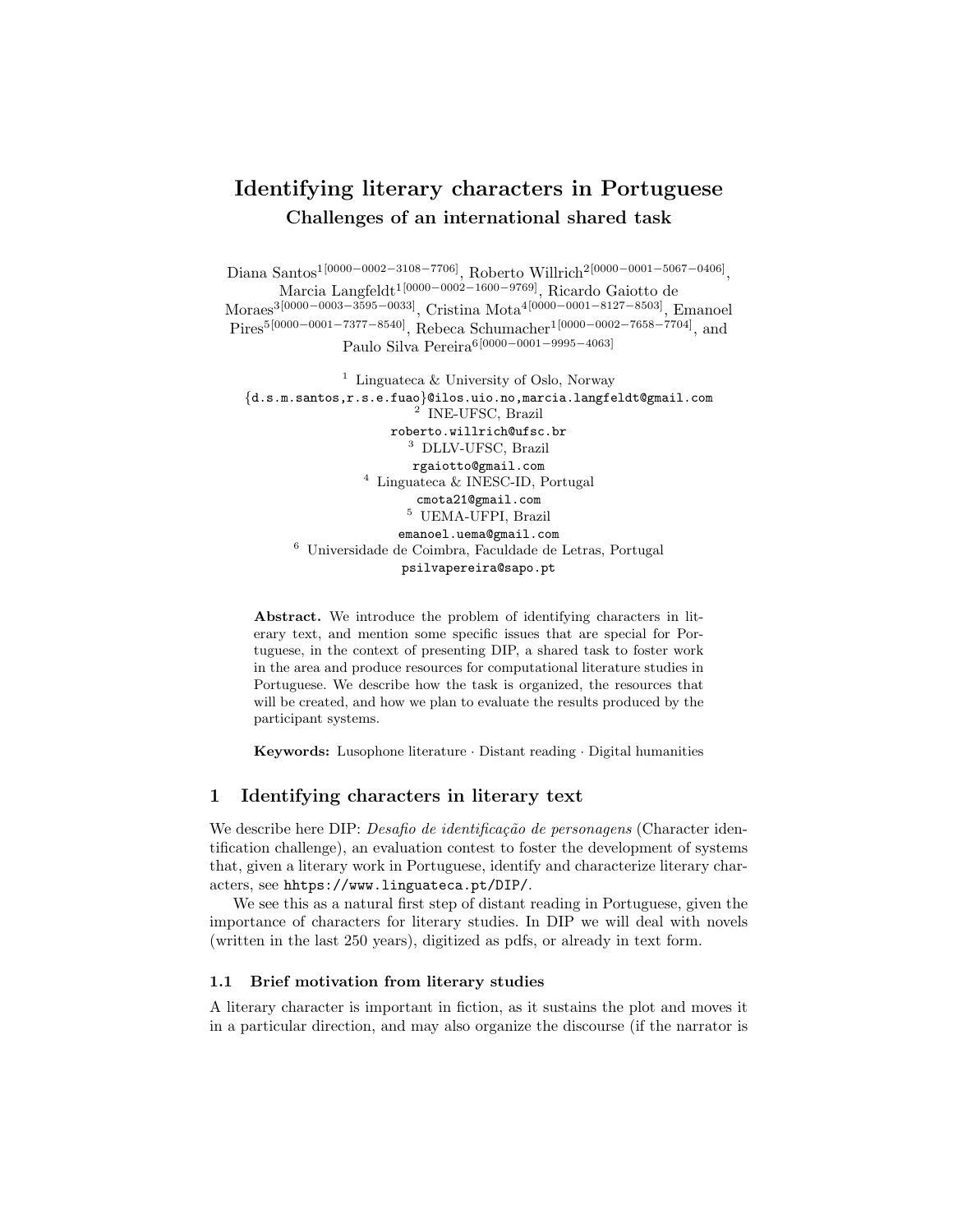# Identifying literary characters in Portuguese

## Challenges of an international shared task

Diana Santos[1[0000−0002−3108−7706]], Roberto Willrich[2[0000−0001−5067−0406]], Marcia Langfeldt[1[0000−0002−1600−9769]], Ricardo Gaiotto de Moraes[3[0000−0003−3595−0033]], Cristina Mota[4[0000−0001−8127−8503]], Emanoel Pires[5[0000−0001−7377−8540]], Rebeca Schumacher[1[0000−0002−7658−7704]], and Paulo Silva Pereira[6[0000−0001−9995−4063]]

[1] Linguateca & University of Oslo, Norway
{d.s.m.santos,r.s.e.fuao}@ilos.uio.no,marcia.langfeldt@gmail.com
[2] INE-UFSC, Brazil
roberto.willrich@ufsc.br
[3] DLLV-UFSC, Brazil
rgaiotto@gmail.com
[4] Linguateca & INESC-ID, Portugal
cmota21@gmail.com
[5] UEMA-UFPI, Brazil
emanoel.uema@gmail.com
[6] Universidade de Coimbra, Faculdade de Letras, Portugal
psilvapereira@sapo.pt

**Abstract.** We introduce the problem of identifying characters in literary text, and mention some specific issues that are special for Portuguese, in the context of presenting DIP, a shared task to foster work in the area and produce resources for computational literature studies in Portuguese. We describe how the task is organized, the resources that will be created, and how we plan to evaluate the results produced by the participant systems.

**Keywords:** Lusophone literature · Distant reading · Digital humanities

## 1 Identifying characters in literary text

We describe here DIP: *Desafio de identificação de personagens* (Character identification challenge), an evaluation contest to foster the development of systems that, given a literary work in Portuguese, identify and characterize literary characters, see `hhttps://www.linguateca.pt/DIP/`.

We see this as a natural first step of distant reading in Portuguese, given the importance of characters for literary studies. In DIP we will deal with novels (written in the last 250 years), digitized as pdfs, or already in text form.

### 1.1 Brief motivation from literary studies

A literary character is important in fiction, as it sustains the plot and moves it in a particular direction, and may also organize the discourse (if the narrator is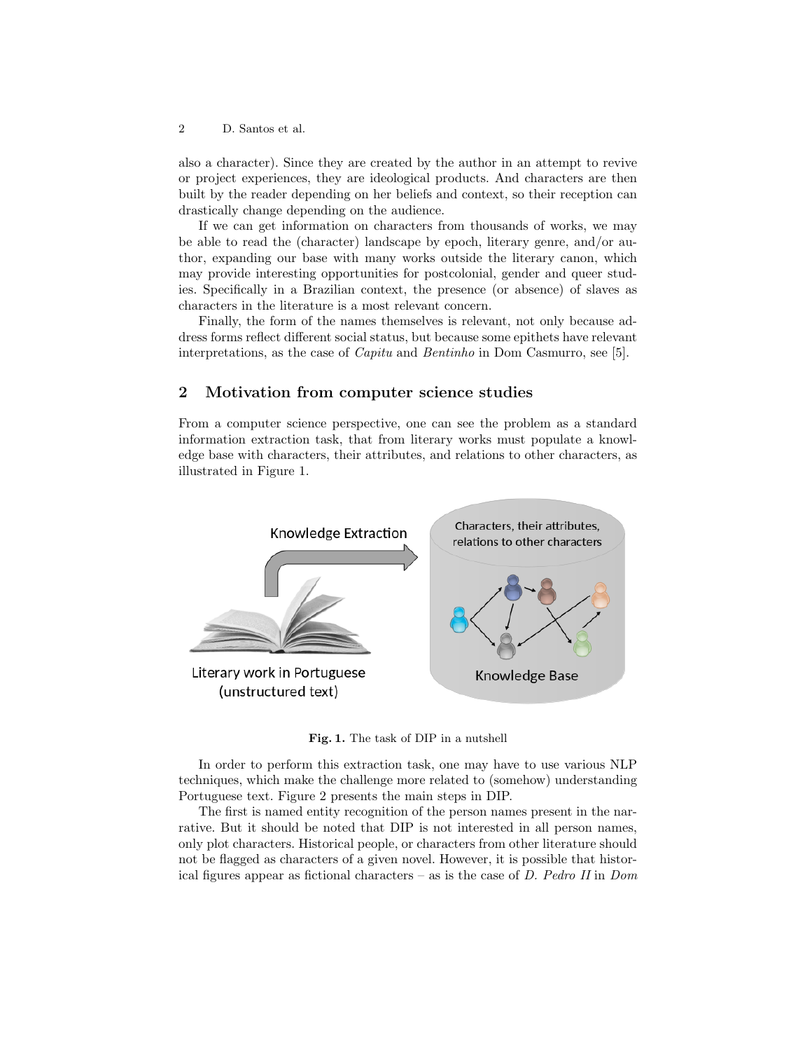also a character). Since they are created by the author in an attempt to revive or project experiences, they are ideological products. And characters are then built by the reader depending on her beliefs and context, so their reception can drastically change depending on the audience.

If we can get information on characters from thousands of works, we may be able to read the (character) landscape by epoch, literary genre, and/or author, expanding our base with many works outside the literary canon, which may provide interesting opportunities for postcolonial, gender and queer studies. Specifically in a Brazilian context, the presence (or absence) of slaves as characters in the literature is a most relevant concern.

Finally, the form of the names themselves is relevant, not only because address forms reflect different social status, but because some epithets have relevant interpretations, as the case of *Capitu* and *Bentinho* in Dom Casmurro, see [5].

## 2 Motivation from computer science studies

From a computer science perspective, one can see the problem as a standard information extraction task, that from literary works must populate a knowledge base with characters, their attributes, and relations to other characters, as illustrated in Figure 1.

**Fig. 1.** The task of DIP in a nutshell

In order to perform this extraction task, one may have to use various NLP techniques, which make the challenge more related to (somehow) understanding Portuguese text. Figure 2 presents the main steps in DIP.

The first is named entity recognition of the person names present in the narrative. But it should be noted that DIP is not interested in all person names, only plot characters. Historical people, or characters from other literature should not be flagged as characters of a given novel. However, it is possible that historical figures appear as fictional characters – as is the case of *D. Pedro II* in *Dom*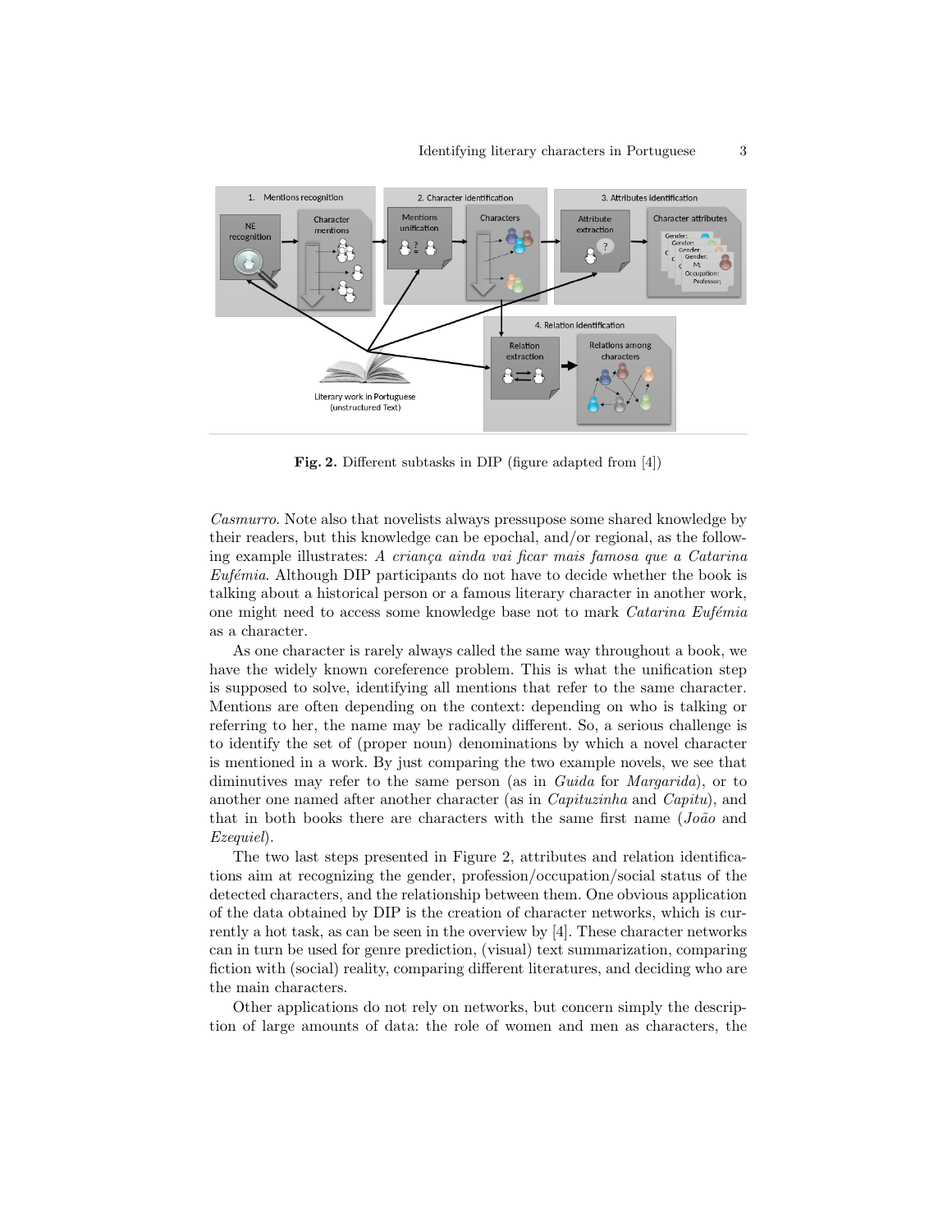Fig. 2. Different subtasks in DIP (figure adapted from [4])

*Casmurro*. Note also that novelists always pressupose some shared knowledge by their readers, but this knowledge can be epochal, and/or regional, as the following example illustrates: *A criança ainda vai ficar mais famosa que a Catarina Eufémia*. Although DIP participants do not have to decide whether the book is talking about a historical person or a famous literary character in another work, one might need to access some knowledge base not to mark *Catarina Eufémia* as a character.

As one character is rarely always called the same way throughout a book, we have the widely known coreference problem. This is what the unification step is supposed to solve, identifying all mentions that refer to the same character. Mentions are often depending on the context: depending on who is talking or referring to her, the name may be radically different. So, a serious challenge is to identify the set of (proper noun) denominations by which a novel character is mentioned in a work. By just comparing the two example novels, we see that diminutives may refer to the same person (as in *Guida* for *Margarida*), or to another one named after another character (as in *Capituzinha* and *Capitu*), and that in both books there are characters with the same first name (*João* and *Ezequiel*).

The two last steps presented in Figure 2, attributes and relation identifications aim at recognizing the gender, profession/occupation/social status of the detected characters, and the relationship between them. One obvious application of the data obtained by DIP is the creation of character networks, which is currently a hot task, as can be seen in the overview by [4]. These character networks can in turn be used for genre prediction, (visual) text summarization, comparing fiction with (social) reality, comparing different literatures, and deciding who are the main characters.

Other applications do not rely on networks, but concern simply the description of large amounts of data: the role of women and men as characters, the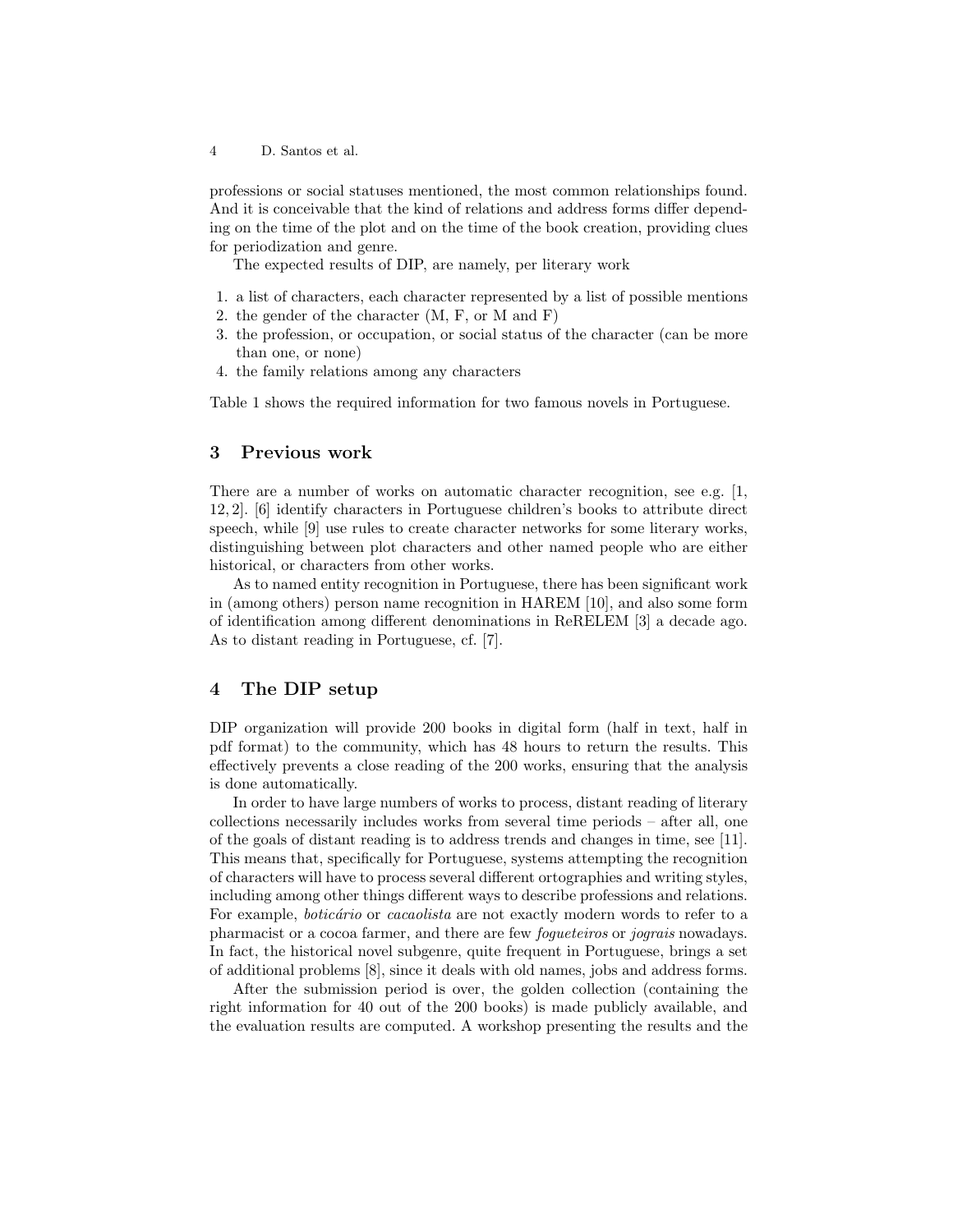professions or social statuses mentioned, the most common relationships found. And it is conceivable that the kind of relations and address forms differ depending on the time of the plot and on the time of the book creation, providing clues for periodization and genre.

The expected results of DIP, are namely, per literary work

1. a list of characters, each character represented by a list of possible mentions
2. the gender of the character (M, F, or M and F)
3. the profession, or occupation, or social status of the character (can be more than one, or none)
4. the family relations among any characters

Table 1 shows the required information for two famous novels in Portuguese.

## 3 Previous work

There are a number of works on automatic character recognition, see e.g. [1, 12, 2]. [6] identify characters in Portuguese children's books to attribute direct speech, while [9] use rules to create character networks for some literary works, distinguishing between plot characters and other named people who are either historical, or characters from other works.

As to named entity recognition in Portuguese, there has been significant work in (among others) person name recognition in HAREM [10], and also some form of identification among different denominations in ReRELEM [3] a decade ago. As to distant reading in Portuguese, cf. [7].

## 4 The DIP setup

DIP organization will provide 200 books in digital form (half in text, half in pdf format) to the community, which has 48 hours to return the results. This effectively prevents a close reading of the 200 works, ensuring that the analysis is done automatically.

In order to have large numbers of works to process, distant reading of literary collections necessarily includes works from several time periods – after all, one of the goals of distant reading is to address trends and changes in time, see [11]. This means that, specifically for Portuguese, systems attempting the recognition of characters will have to process several different ortographies and writing styles, including among other things different ways to describe professions and relations. For example, *boticário* or *cacaolista* are not exactly modern words to refer to a pharmacist or a cocoa farmer, and there are few *fogueteiros* or *jograis* nowadays. In fact, the historical novel subgenre, quite frequent in Portuguese, brings a set of additional problems [8], since it deals with old names, jobs and address forms.

After the submission period is over, the golden collection (containing the right information for 40 out of the 200 books) is made publicly available, and the evaluation results are computed. A workshop presenting the results and the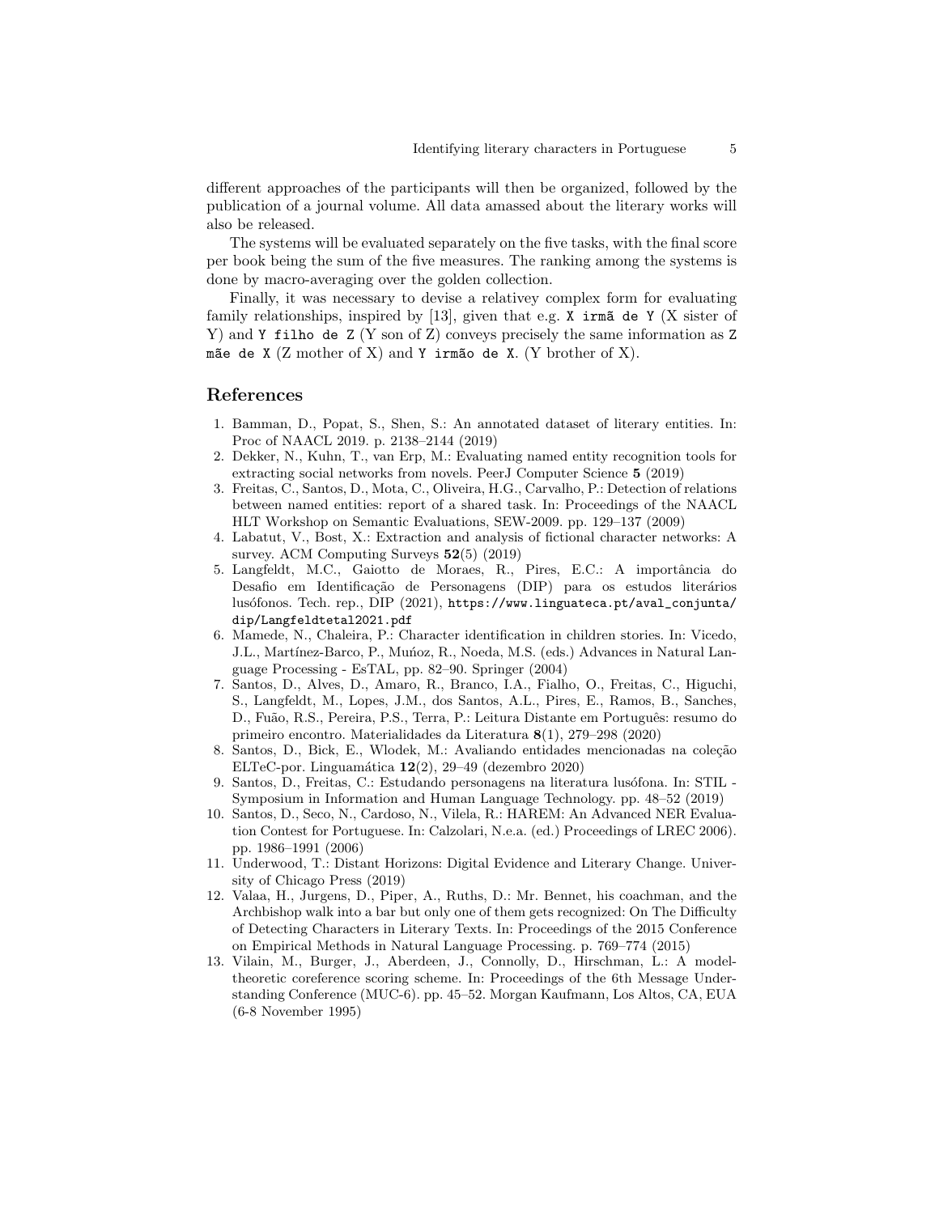different approaches of the participants will then be organized, followed by the publication of a journal volume. All data amassed about the literary works will also be released.

The systems will be evaluated separately on the five tasks, with the final score per book being the sum of the five measures. The ranking among the systems is done by macro-averaging over the golden collection.

Finally, it was necessary to devise a relativey complex form for evaluating family relationships, inspired by [13], given that e.g. `X irmã de Y` (X sister of Y) and `Y filho de Z` (Y son of Z) conveys precisely the same information as `Z mãe de X` (Z mother of X) and `Y irmão de X`. (Y brother of X).

## References

1. Bamman, D., Popat, S., Shen, S.: An annotated dataset of literary entities. In: Proc of NAACL 2019. p. 2138–2144 (2019)
2. Dekker, N., Kuhn, T., van Erp, M.: Evaluating named entity recognition tools for extracting social networks from novels. PeerJ Computer Science **5** (2019)
3. Freitas, C., Santos, D., Mota, C., Oliveira, H.G., Carvalho, P.: Detection of relations between named entities: report of a shared task. In: Proceedings of the NAACL HLT Workshop on Semantic Evaluations, SEW-2009. pp. 129–137 (2009)
4. Labatut, V., Bost, X.: Extraction and analysis of fictional character networks: A survey. ACM Computing Surveys **52**(5) (2019)
5. Langfeldt, M.C., Gaiotto de Moraes, R., Pires, E.C.: A importância do Desafio em Identificação de Personagens (DIP) para os estudos literários lusófonos. Tech. rep., DIP (2021), `https://www.linguateca.pt/aval_conjunta/dip/Langfeldtetal2021.pdf`
6. Mamede, N., Chaleira, P.: Character identification in children stories. In: Vicedo, J.L., Martínez-Barco, P., Muńoz, R., Noeda, M.S. (eds.) Advances in Natural Language Processing - EsTAL, pp. 82–90. Springer (2004)
7. Santos, D., Alves, D., Amaro, R., Branco, I.A., Fialho, O., Freitas, C., Higuchi, S., Langfeldt, M., Lopes, J.M., dos Santos, A.L., Pires, E., Ramos, B., Sanches, D., Fuão, R.S., Pereira, P.S., Terra, P.: Leitura Distante em Português: resumo do primeiro encontro. Materialidades da Literatura **8**(1), 279–298 (2020)
8. Santos, D., Bick, E., Wlodek, M.: Avaliando entidades mencionadas na coleção ELTeC-por. Linguamática **12**(2), 29–49 (dezembro 2020)
9. Santos, D., Freitas, C.: Estudando personagens na literatura lusófona. In: STIL - Symposium in Information and Human Language Technology. pp. 48–52 (2019)
10. Santos, D., Seco, N., Cardoso, N., Vilela, R.: HAREM: An Advanced NER Evaluation Contest for Portuguese. In: Calzolari, N.e.a. (ed.) Proceedings of LREC 2006). pp. 1986–1991 (2006)
11. Underwood, T.: Distant Horizons: Digital Evidence and Literary Change. University of Chicago Press (2019)
12. Valaa, H., Jurgens, D., Piper, A., Ruths, D.: Mr. Bennet, his coachman, and the Archbishop walk into a bar but only one of them gets recognized: On The Difficulty of Detecting Characters in Literary Texts. In: Proceedings of the 2015 Conference on Empirical Methods in Natural Language Processing. p. 769–774 (2015)
13. Vilain, M., Burger, J., Aberdeen, J., Connolly, D., Hirschman, L.: A model-theoretic coreference scoring scheme. In: Proceedings of the 6th Message Understanding Conference (MUC-6). pp. 45–52. Morgan Kaufmann, Los Altos, CA, EUA (6-8 November 1995)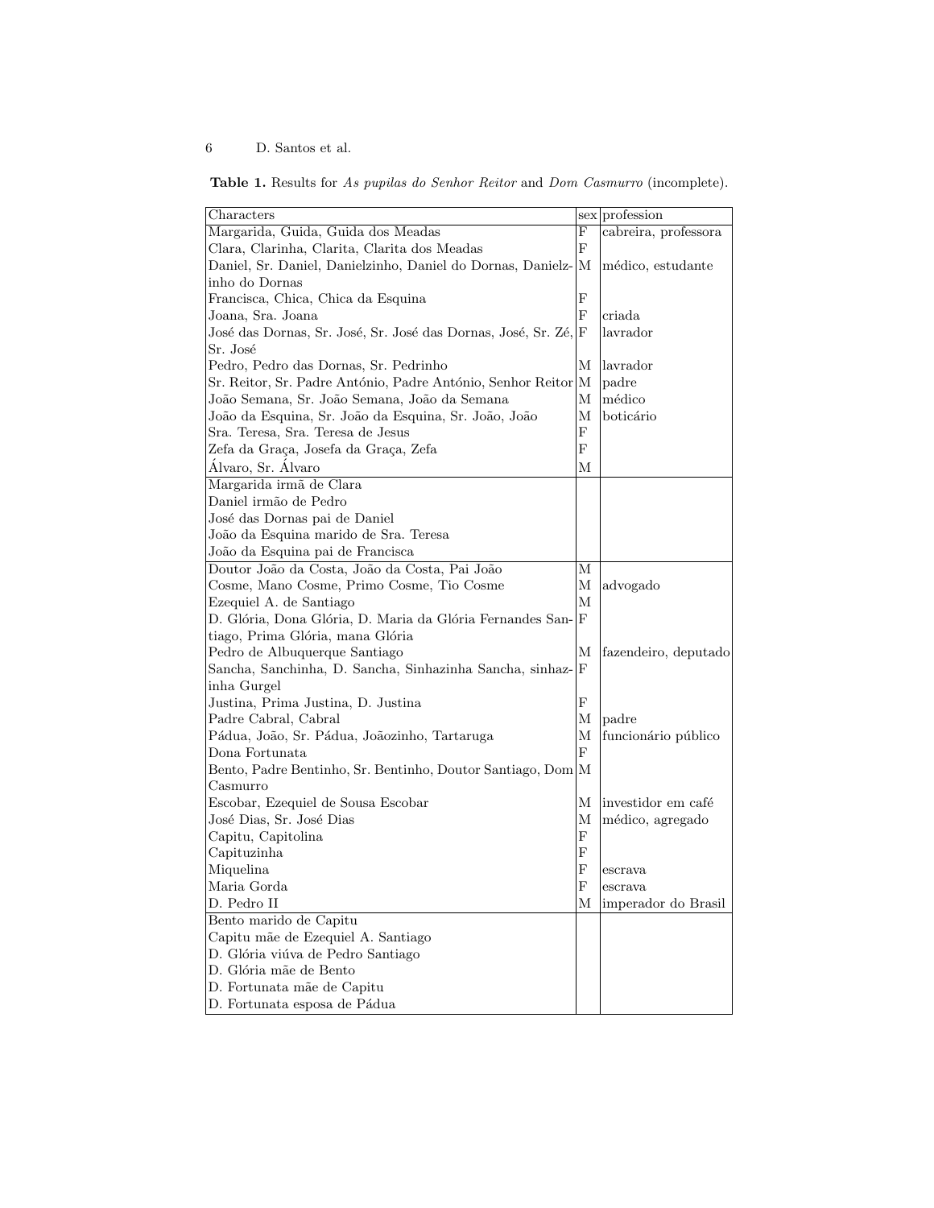**Table 1.** Results for *As pupilas do Senhor Reitor* and *Dom Casmurro* (incomplete).

| Characters | sex | profession |
|---|---|---|
| Margarida, Guida, Guida dos Meadas | F | cabreira, professora |
| Clara, Clarinha, Clarita, Clarita dos Meadas | F | |
| Daniel, Sr. Daniel, Danielzinho, Daniel do Dornas, Danielzinho do Dornas | M | médico, estudante |
| Francisca, Chica, Chica da Esquina | F | |
| Joana, Sra. Joana | F | criada |
| José das Dornas, Sr. José, Sr. José das Dornas, José, Sr. Zé, Sr. José | F | lavrador |
| Pedro, Pedro das Dornas, Sr. Pedrinho | M | lavrador |
| Sr. Reitor, Sr. Padre António, Padre António, Senhor Reitor | M | padre |
| João Semana, Sr. João Semana, João da Semana | M | médico |
| João da Esquina, Sr. João da Esquina, Sr. João, João | M | boticário |
| Sra. Teresa, Sra. Teresa de Jesus | F | |
| Zefa da Graça, Josefa da Graça, Zefa | F | |
| Álvaro, Sr. Álvaro | M | |
| Margarida irmã de Clara | | |
| Daniel irmão de Pedro | | |
| José das Dornas pai de Daniel | | |
| João da Esquina marido de Sra. Teresa | | |
| João da Esquina pai de Francisca | | |
| Doutor João da Costa, João da Costa, Pai João | M | |
| Cosme, Mano Cosme, Primo Cosme, Tio Cosme | M | advogado |
| Ezequiel A. de Santiago | M | |
| D. Glória, Dona Glória, D. Maria da Glória Fernandes Santiago, Prima Glória, mana Glória | F | |
| Pedro de Albuquerque Santiago | M | fazendeiro, deputado |
| Sancha, Sanchinha, D. Sancha, Sinhazinha Sancha, sinhazinha Gurgel | F | |
| Justina, Prima Justina, D. Justina | F | |
| Padre Cabral, Cabral | M | padre |
| Pádua, João, Sr. Pádua, Joãozinho, Tartaruga | M | funcionário público |
| Dona Fortunata | F | |
| Bento, Padre Bentinho, Sr. Bentinho, Doutor Santiago, Dom Casmurro | M | |
| Escobar, Ezequiel de Sousa Escobar | M | investidor em café |
| José Dias, Sr. José Dias | M | médico, agregado |
| Capitu, Capitolina | F | |
| Capituzinha | F | |
| Miquelina | F | escrava |
| Maria Gorda | F | escrava |
| D. Pedro II | M | imperador do Brasil |
| Bento marido de Capitu | | |
| Capitu mãe de Ezequiel A. Santiago | | |
| D. Glória viúva de Pedro Santiago | | |
| D. Glória mãe de Bento | | |
| D. Fortunata mãe de Capitu | | |
| D. Fortunata esposa de Pádua | | |